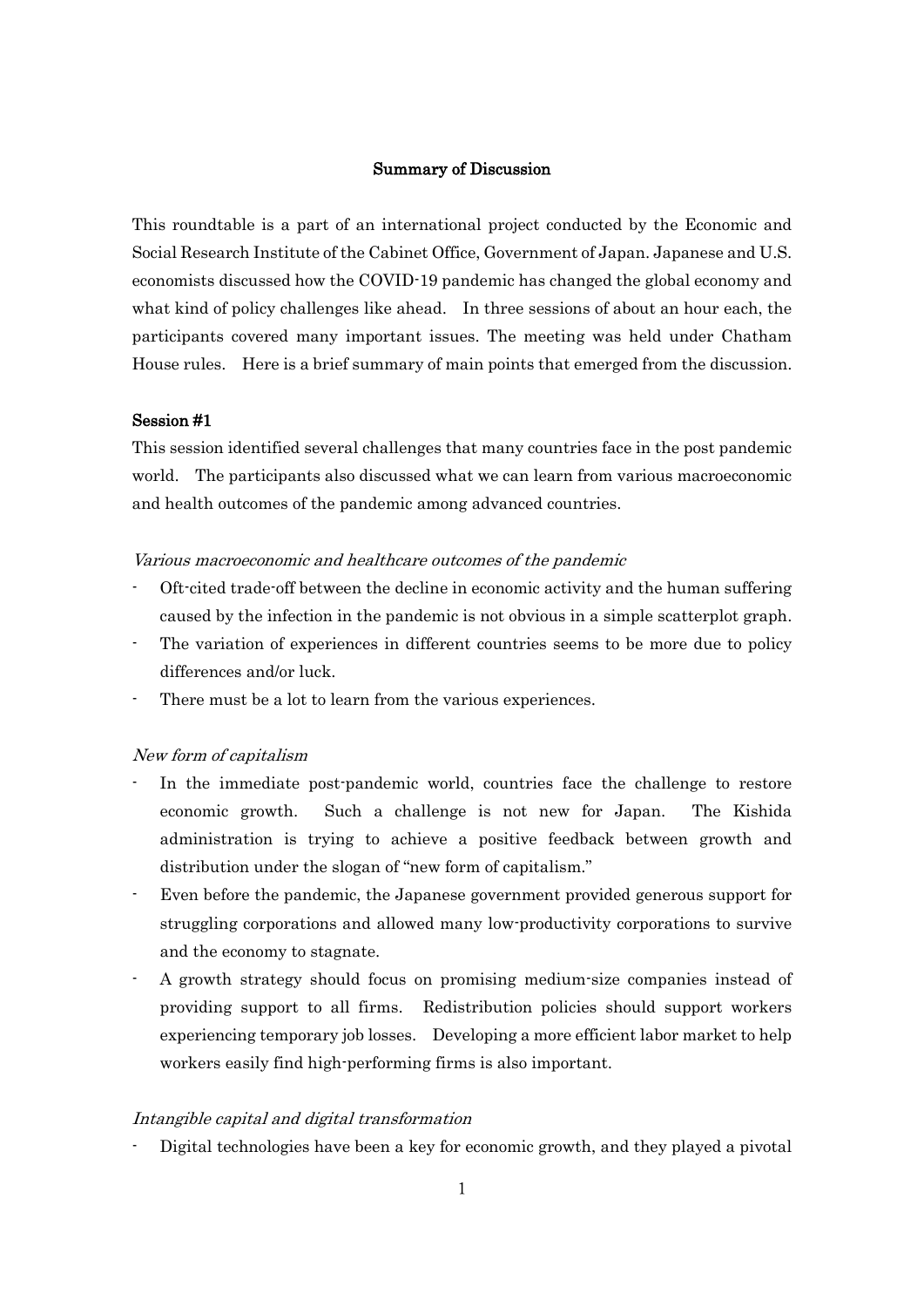## Summary of Discussion

This roundtable is a part of an international project conducted by the Economic and Social Research Institute of the Cabinet Office, Government of Japan. Japanese and U.S. economists discussed how the COVID-19 pandemic has changed the global economy and what kind of policy challenges like ahead. In three sessions of about an hour each, the participants covered many important issues. The meeting was held under Chatham House rules. Here is a brief summary of main points that emerged from the discussion.

### Session #1

This session identified several challenges that many countries face in the post pandemic world. The participants also discussed what we can learn from various macroeconomic and health outcomes of the pandemic among advanced countries.

*Various macroeconomic and healthcare outcomes of the pandemic*

- Oft-cited trade-off between the decline in economic activity and the human suffering caused by the infection in the pandemic is not obvious in a simple scatterplot graph.
- The variation of experiences in different countries seems to be more due to policy differences and/or luck.
- There must be a lot to learn from the various experiences.

*New form of capitalism*

- In the immediate post-pandemic world, countries face the challenge to restore economic growth. Such a challenge is not new for Japan. The Kishida administration is trying to achieve a positive feedback between growth and distribution under the slogan of "new form of capitalism."
- Even before the pandemic, the Japanese government provided generous support for struggling corporations and allowed many low-productivity corporations to survive and the economy to stagnate.
- A growth strategy should focus on promising medium-size companies instead of providing support to all firms. Redistribution policies should support workers experiencing temporary job losses. Developing a more efficient labor market to help workers easily find high-performing firms is also important.

*Intangible capital and digital transformation*

- Digital technologies have been a key for economic growth, and they played a pivotal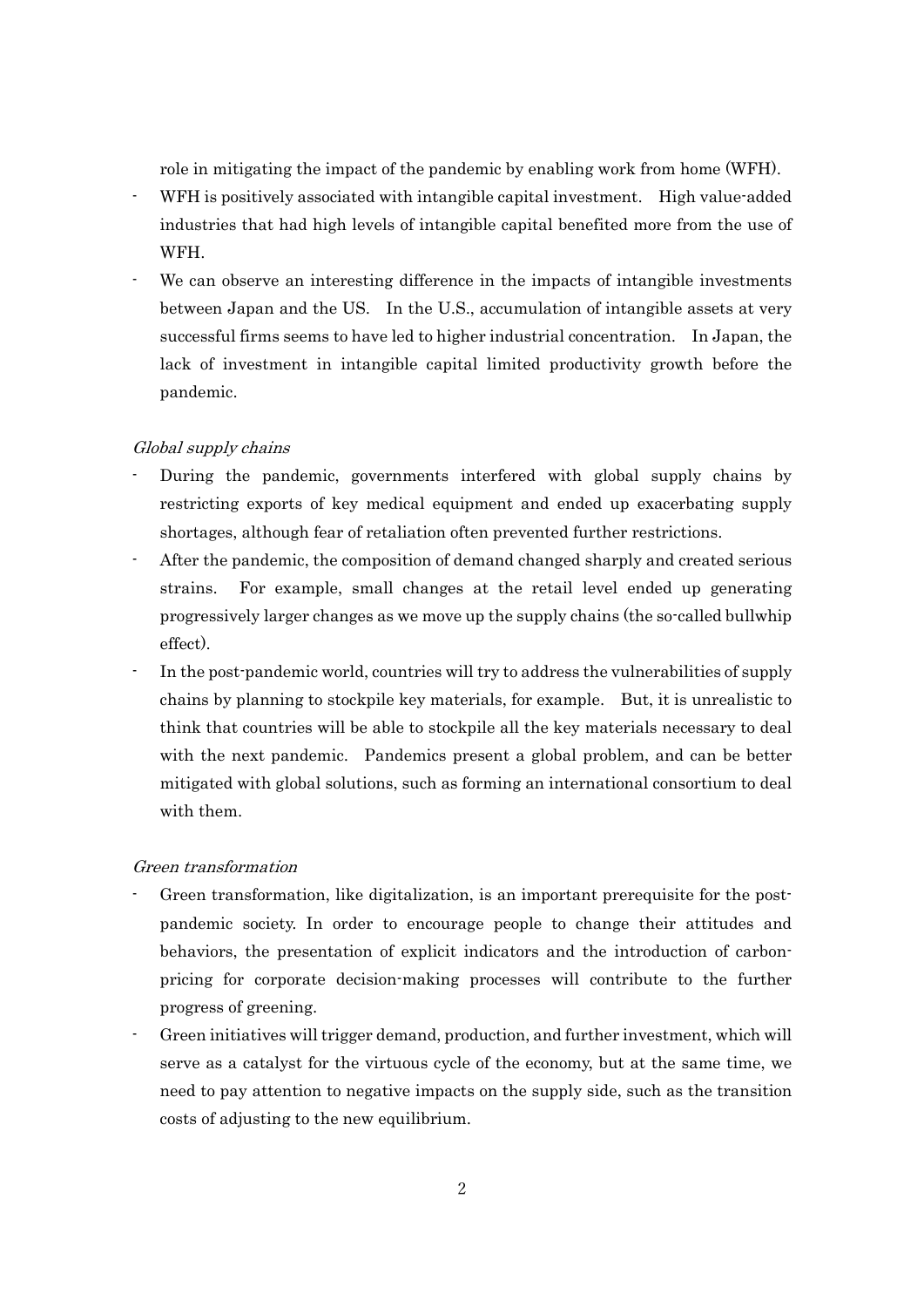role in mitigating the impact of the pandemic by enabling work from home (WFH).

- WFH is positively associated with intangible capital investment. High value-added industries that had high levels of intangible capital benefited more from the use of WFH.
- We can observe an interesting difference in the impacts of intangible investments between Japan and the US. In the U.S., accumulation of intangible assets at very successful firms seems to have led to higher industrial concentration. In Japan, the lack of investment in intangible capital limited productivity growth before the pandemic.

*Global supply chains*

- During the pandemic, governments interfered with global supply chains by restricting exports of key medical equipment and ended up exacerbating supply shortages, although fear of retaliation often prevented further restrictions.
- After the pandemic, the composition of demand changed sharply and created serious strains. For example, small changes at the retail level ended up generating progressively larger changes as we move up the supply chains (the so-called bullwhip effect).
- In the post-pandemic world, countries will try to address the vulnerabilities of supply chains by planning to stockpile key materials, for example. But, it is unrealistic to think that countries will be able to stockpile all the key materials necessary to deal with the next pandemic. Pandemics present a global problem, and can be better mitigated with global solutions, such as forming an international consortium to deal with them.

*Green transformation*

- Green transformation, like digitalization, is an important prerequisite for the post-pandemic society. In order to encourage people to change their attitudes and behaviors, the presentation of explicit indicators and the introduction of carbon-pricing for corporate decision-making processes will contribute to the further progress of greening.
- Green initiatives will trigger demand, production, and further investment, which will serve as a catalyst for the virtuous cycle of the economy, but at the same time, we need to pay attention to negative impacts on the supply side, such as the transition costs of adjusting to the new equilibrium.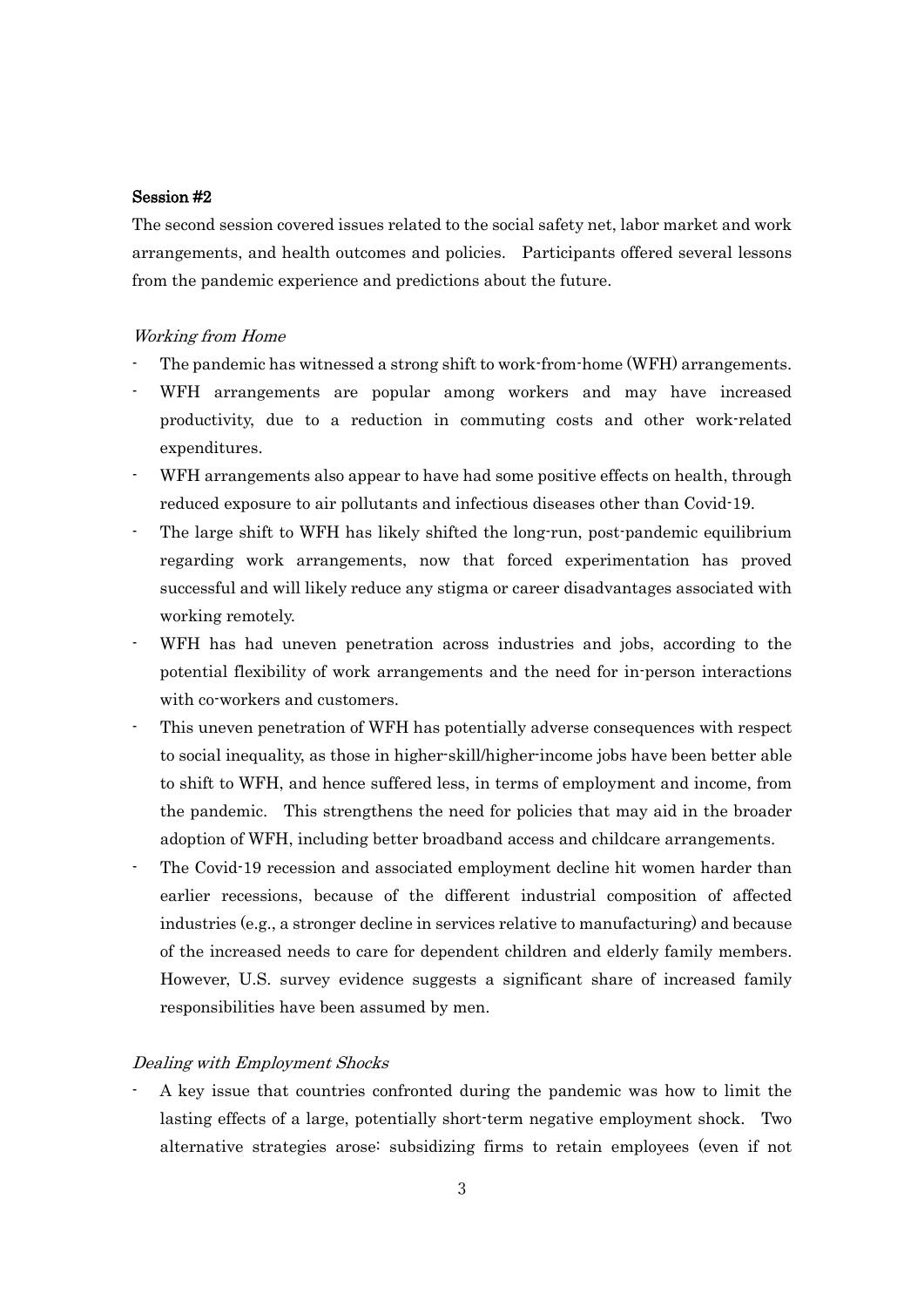**Session #2**

The second session covered issues related to the social safety net, labor market and work arrangements, and health outcomes and policies. Participants offered several lessons from the pandemic experience and predictions about the future.

*Working from Home*

- The pandemic has witnessed a strong shift to work-from-home (WFH) arrangements.
- WFH arrangements are popular among workers and may have increased productivity, due to a reduction in commuting costs and other work-related expenditures.
- WFH arrangements also appear to have had some positive effects on health, through reduced exposure to air pollutants and infectious diseases other than Covid-19.
- The large shift to WFH has likely shifted the long-run, post-pandemic equilibrium regarding work arrangements, now that forced experimentation has proved successful and will likely reduce any stigma or career disadvantages associated with working remotely.
- WFH has had uneven penetration across industries and jobs, according to the potential flexibility of work arrangements and the need for in-person interactions with co-workers and customers.
- This uneven penetration of WFH has potentially adverse consequences with respect to social inequality, as those in higher-skill/higher-income jobs have been better able to shift to WFH, and hence suffered less, in terms of employment and income, from the pandemic. This strengthens the need for policies that may aid in the broader adoption of WFH, including better broadband access and childcare arrangements.
- The Covid-19 recession and associated employment decline hit women harder than earlier recessions, because of the different industrial composition of affected industries (e.g., a stronger decline in services relative to manufacturing) and because of the increased needs to care for dependent children and elderly family members. However, U.S. survey evidence suggests a significant share of increased family responsibilities have been assumed by men.

*Dealing with Employment Shocks*

- A key issue that countries confronted during the pandemic was how to limit the lasting effects of a large, potentially short-term negative employment shock. Two alternative strategies arose: subsidizing firms to retain employees (even if not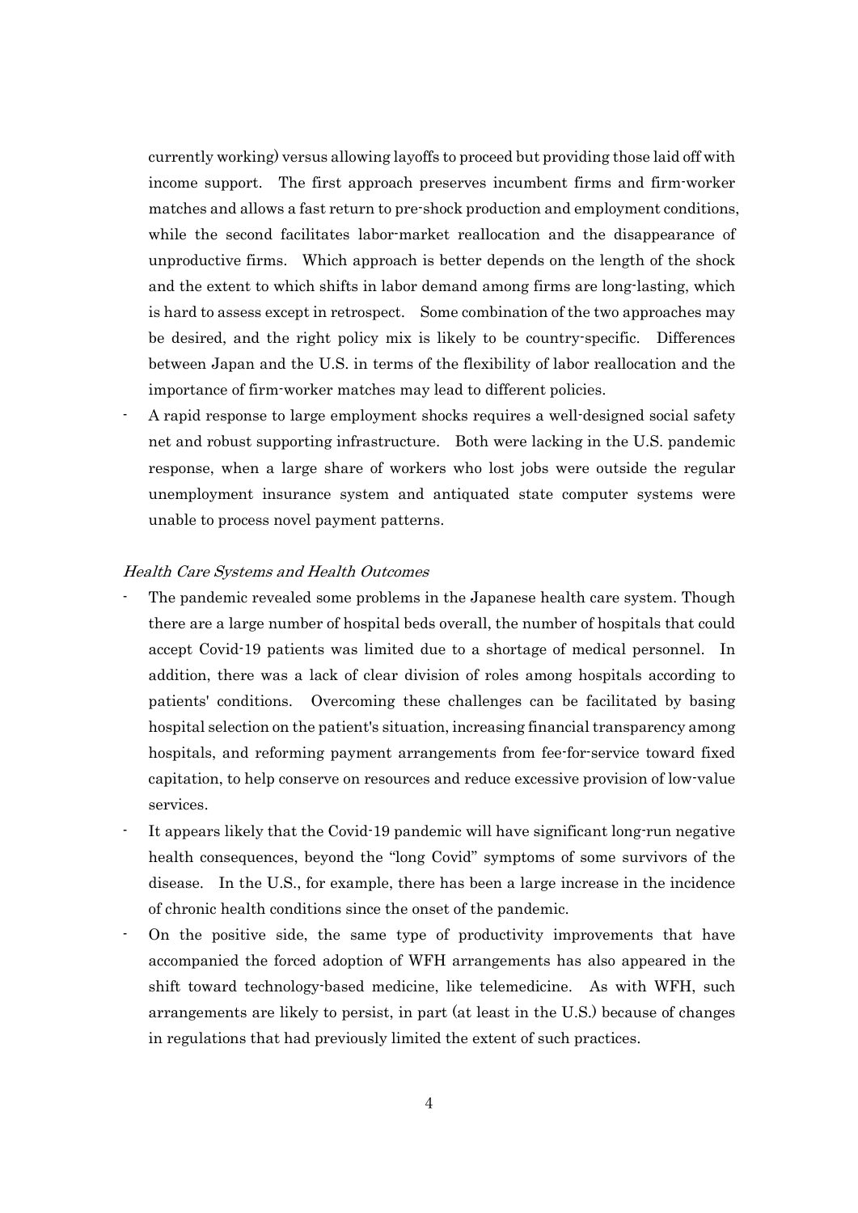currently working) versus allowing layoffs to proceed but providing those laid off with income support. The first approach preserves incumbent firms and firm-worker matches and allows a fast return to pre-shock production and employment conditions, while the second facilitates labor-market reallocation and the disappearance of unproductive firms. Which approach is better depends on the length of the shock and the extent to which shifts in labor demand among firms are long-lasting, which is hard to assess except in retrospect. Some combination of the two approaches may be desired, and the right policy mix is likely to be country-specific. Differences between Japan and the U.S. in terms of the flexibility of labor reallocation and the importance of firm-worker matches may lead to different policies.

- A rapid response to large employment shocks requires a well-designed social safety net and robust supporting infrastructure. Both were lacking in the U.S. pandemic response, when a large share of workers who lost jobs were outside the regular unemployment insurance system and antiquated state computer systems were unable to process novel payment patterns.

*Health Care Systems and Health Outcomes*

- The pandemic revealed some problems in the Japanese health care system. Though there are a large number of hospital beds overall, the number of hospitals that could accept Covid-19 patients was limited due to a shortage of medical personnel. In addition, there was a lack of clear division of roles among hospitals according to patients' conditions. Overcoming these challenges can be facilitated by basing hospital selection on the patient's situation, increasing financial transparency among hospitals, and reforming payment arrangements from fee-for-service toward fixed capitation, to help conserve on resources and reduce excessive provision of low-value services.
- It appears likely that the Covid-19 pandemic will have significant long-run negative health consequences, beyond the "long Covid" symptoms of some survivors of the disease. In the U.S., for example, there has been a large increase in the incidence of chronic health conditions since the onset of the pandemic.
- On the positive side, the same type of productivity improvements that have accompanied the forced adoption of WFH arrangements has also appeared in the shift toward technology-based medicine, like telemedicine. As with WFH, such arrangements are likely to persist, in part (at least in the U.S.) because of changes in regulations that had previously limited the extent of such practices.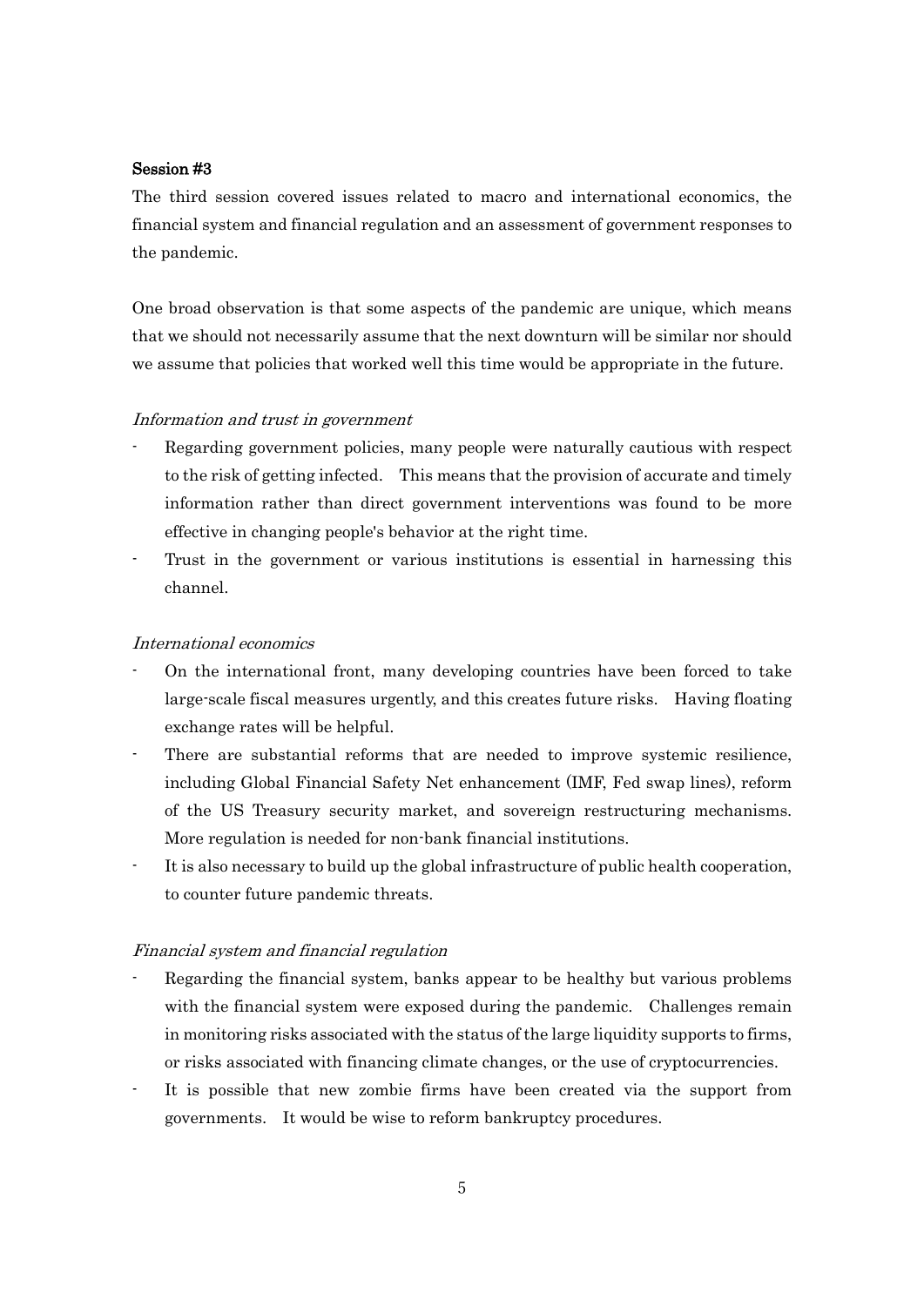**Session #3**

The third session covered issues related to macro and international economics, the financial system and financial regulation and an assessment of government responses to the pandemic.

One broad observation is that some aspects of the pandemic are unique, which means that we should not necessarily assume that the next downturn will be similar nor should we assume that policies that worked well this time would be appropriate in the future.

*Information and trust in government*

- Regarding government policies, many people were naturally cautious with respect to the risk of getting infected. This means that the provision of accurate and timely information rather than direct government interventions was found to be more effective in changing people's behavior at the right time.
- Trust in the government or various institutions is essential in harnessing this channel.

*International economics*

- On the international front, many developing countries have been forced to take large-scale fiscal measures urgently, and this creates future risks. Having floating exchange rates will be helpful.
- There are substantial reforms that are needed to improve systemic resilience, including Global Financial Safety Net enhancement (IMF, Fed swap lines), reform of the US Treasury security market, and sovereign restructuring mechanisms. More regulation is needed for non-bank financial institutions.
- It is also necessary to build up the global infrastructure of public health cooperation, to counter future pandemic threats.

*Financial system and financial regulation*

- Regarding the financial system, banks appear to be healthy but various problems with the financial system were exposed during the pandemic. Challenges remain in monitoring risks associated with the status of the large liquidity supports to firms, or risks associated with financing climate changes, or the use of cryptocurrencies.
- It is possible that new zombie firms have been created via the support from governments. It would be wise to reform bankruptcy procedures.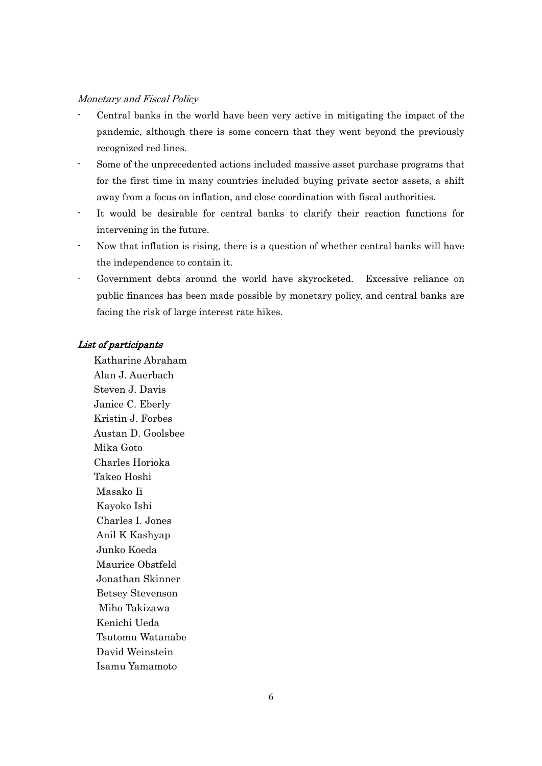*Monetary and Fiscal Policy*

- Central banks in the world have been very active in mitigating the impact of the pandemic, although there is some concern that they went beyond the previously recognized red lines.
- Some of the unprecedented actions included massive asset purchase programs that for the first time in many countries included buying private sector assets, a shift away from a focus on inflation, and close coordination with fiscal authorities.
- It would be desirable for central banks to clarify their reaction functions for intervening in the future.
- Now that inflation is rising, there is a question of whether central banks will have the independence to contain it.
- Government debts around the world have skyrocketed. Excessive reliance on public finances has been made possible by monetary policy, and central banks are facing the risk of large interest rate hikes.

***List of participants***

Katharine Abraham
Alan J. Auerbach
Steven J. Davis
Janice C. Eberly
Kristin J. Forbes
Austan D. Goolsbee
Mika Goto
Charles Horioka
Takeo Hoshi
Masako Ii
Kayoko Ishi
Charles I. Jones
Anil K Kashyap
Junko Koeda
Maurice Obstfeld
Jonathan Skinner
Betsey Stevenson
Miho Takizawa
Kenichi Ueda
Tsutomu Watanabe
David Weinstein
Isamu Yamamoto